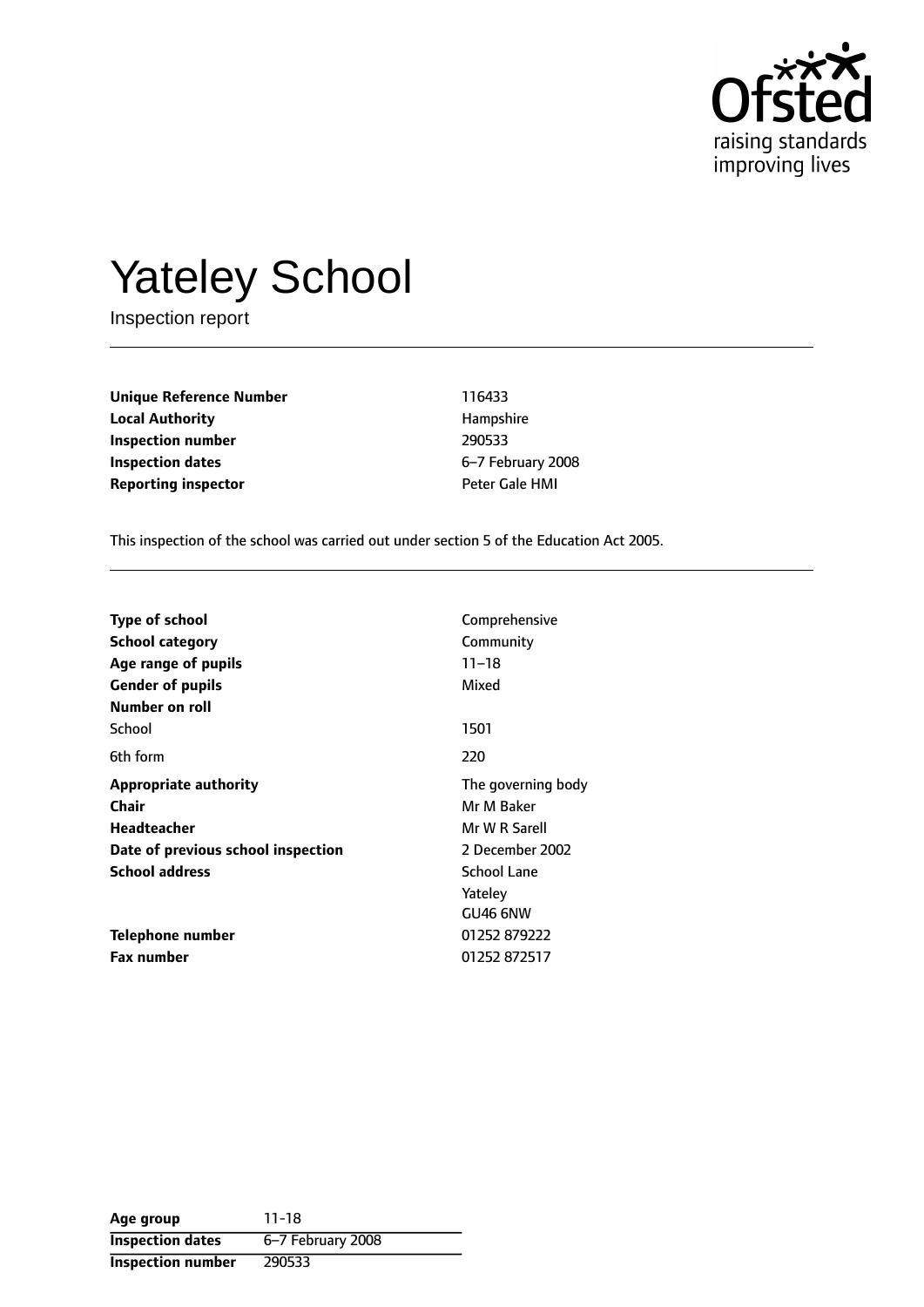# Yateley School

Inspection report

| | |
|---|---|
| **Unique Reference Number** | 116433 |
| **Local Authority** | Hampshire |
| **Inspection number** | 290533 |
| **Inspection dates** | 6–7 February 2008 |
| **Reporting inspector** | Peter Gale HMI |

This inspection of the school was carried out under section 5 of the Education Act 2005.

| | |
|---|---|
| **Type of school** | Comprehensive |
| **School category** | Community |
| **Age range of pupils** | 11–18 |
| **Gender of pupils** | Mixed |
| **Number on roll** | |
| School | 1501 |
| 6th form | 220 |
| **Appropriate authority** | The governing body |
| **Chair** | Mr M Baker |
| **Headteacher** | Mr W R Sarell |
| **Date of previous school inspection** | 2 December 2002 |
| **School address** | School Lane<br>Yateley<br>GU46 6NW |
| **Telephone number** | 01252 879222 |
| **Fax number** | 01252 872517 |

| | |
|---|---|
| **Age group** | 11-18 |
| **Inspection dates** | 6–7 February 2008 |
| **Inspection number** | 290533 |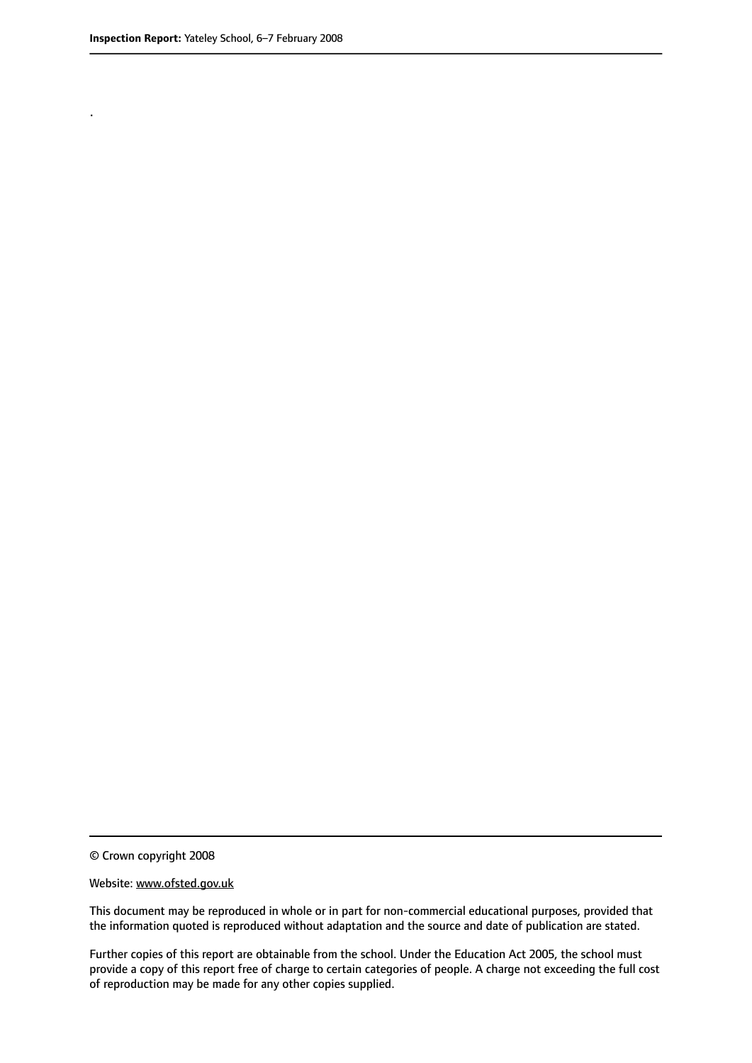.

© Crown copyright 2008

Website: www.ofsted.gov.uk

This document may be reproduced in whole or in part for non-commercial educational purposes, provided that the information quoted is reproduced without adaptation and the source and date of publication are stated.

Further copies of this report are obtainable from the school. Under the Education Act 2005, the school must provide a copy of this report free of charge to certain categories of people. A charge not exceeding the full cost of reproduction may be made for any other copies supplied.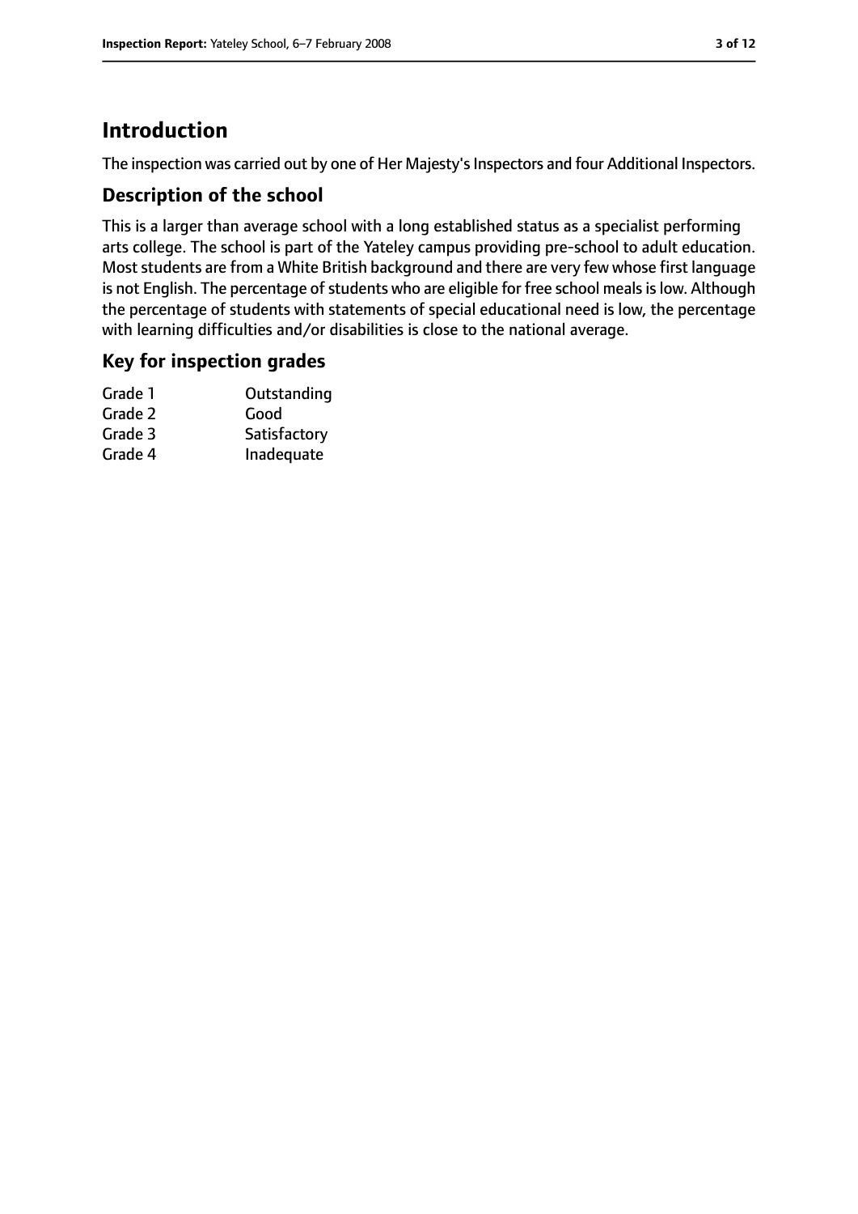# Introduction

The inspection was carried out by one of Her Majesty's Inspectors and four Additional Inspectors.

## Description of the school

This is a larger than average school with a long established status as a specialist performing arts college. The school is part of the Yateley campus providing pre-school to adult education. Most students are from a White British background and there are very few whose first language is not English. The percentage of students who are eligible for free school meals is low. Although the percentage of students with statements of special educational need is low, the percentage with learning difficulties and/or disabilities is close to the national average.

## Key for inspection grades

| | |
|---|---|
| Grade 1 | Outstanding |
| Grade 2 | Good |
| Grade 3 | Satisfactory |
| Grade 4 | Inadequate |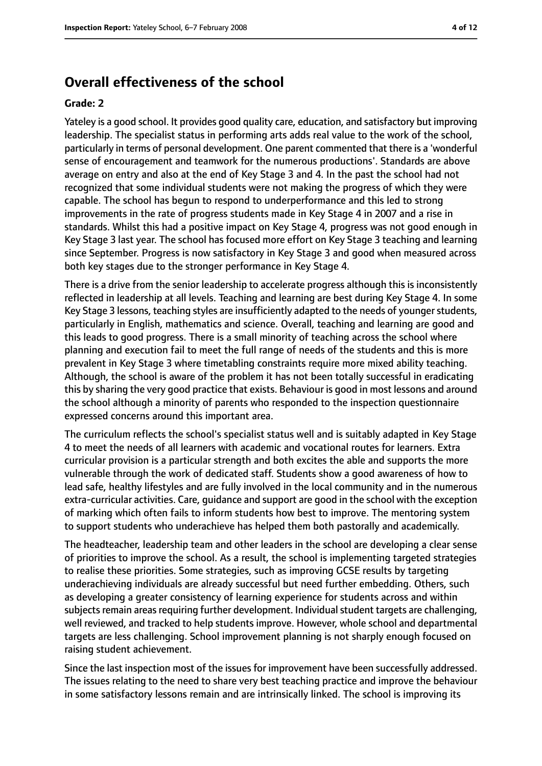## Overall effectiveness of the school

**Grade: 2**

Yateley is a good school. It provides good quality care, education, and satisfactory but improving leadership. The specialist status in performing arts adds real value to the work of the school, particularly in terms of personal development. One parent commented that there is a 'wonderful sense of encouragement and teamwork for the numerous productions'. Standards are above average on entry and also at the end of Key Stage 3 and 4. In the past the school had not recognized that some individual students were not making the progress of which they were capable. The school has begun to respond to underperformance and this led to strong improvements in the rate of progress students made in Key Stage 4 in 2007 and a rise in standards. Whilst this had a positive impact on Key Stage 4, progress was not good enough in Key Stage 3 last year. The school has focused more effort on Key Stage 3 teaching and learning since September. Progress is now satisfactory in Key Stage 3 and good when measured across both key stages due to the stronger performance in Key Stage 4.

There is a drive from the senior leadership to accelerate progress although this is inconsistently reflected in leadership at all levels. Teaching and learning are best during Key Stage 4. In some Key Stage 3 lessons, teaching styles are insufficiently adapted to the needs of younger students, particularly in English, mathematics and science. Overall, teaching and learning are good and this leads to good progress. There is a small minority of teaching across the school where planning and execution fail to meet the full range of needs of the students and this is more prevalent in Key Stage 3 where timetabling constraints require more mixed ability teaching. Although, the school is aware of the problem it has not been totally successful in eradicating this by sharing the very good practice that exists. Behaviour is good in most lessons and around the school although a minority of parents who responded to the inspection questionnaire expressed concerns around this important area.

The curriculum reflects the school's specialist status well and is suitably adapted in Key Stage 4 to meet the needs of all learners with academic and vocational routes for learners. Extra curricular provision is a particular strength and both excites the able and supports the more vulnerable through the work of dedicated staff. Students show a good awareness of how to lead safe, healthy lifestyles and are fully involved in the local community and in the numerous extra-curricular activities. Care, guidance and support are good in the school with the exception of marking which often fails to inform students how best to improve. The mentoring system to support students who underachieve has helped them both pastorally and academically.

The headteacher, leadership team and other leaders in the school are developing a clear sense of priorities to improve the school. As a result, the school is implementing targeted strategies to realise these priorities. Some strategies, such as improving GCSE results by targeting underachieving individuals are already successful but need further embedding. Others, such as developing a greater consistency of learning experience for students across and within subjects remain areas requiring further development. Individual student targets are challenging, well reviewed, and tracked to help students improve. However, whole school and departmental targets are less challenging. School improvement planning is not sharply enough focused on raising student achievement.

Since the last inspection most of the issues for improvement have been successfully addressed. The issues relating to the need to share very best teaching practice and improve the behaviour in some satisfactory lessons remain and are intrinsically linked. The school is improving its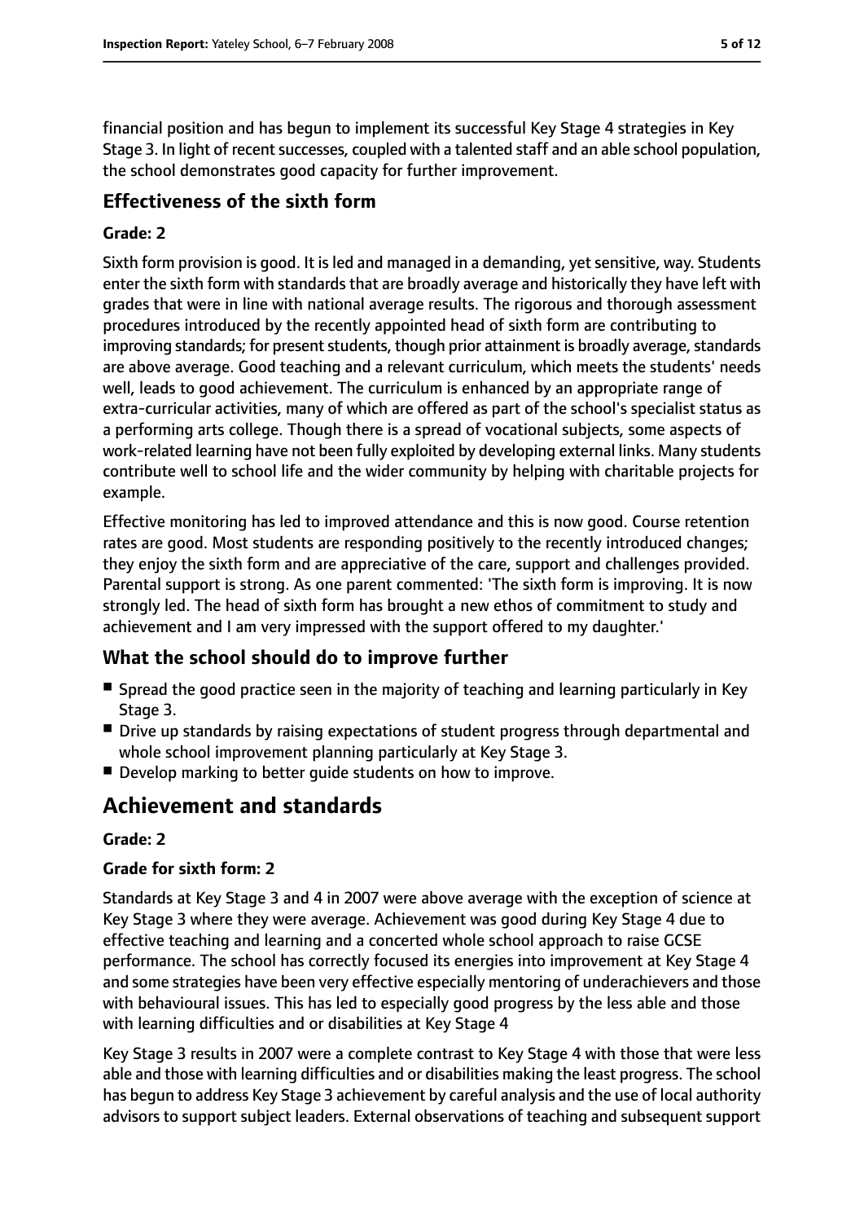financial position and has begun to implement its successful Key Stage 4 strategies in Key Stage 3. In light of recent successes, coupled with a talented staff and an able school population, the school demonstrates good capacity for further improvement.

### Effectiveness of the sixth form

#### Grade: 2

Sixth form provision is good. It is led and managed in a demanding, yet sensitive, way. Students enter the sixth form with standards that are broadly average and historically they have left with grades that were in line with national average results. The rigorous and thorough assessment procedures introduced by the recently appointed head of sixth form are contributing to improving standards; for present students, though prior attainment is broadly average, standards are above average. Good teaching and a relevant curriculum, which meets the students' needs well, leads to good achievement. The curriculum is enhanced by an appropriate range of extra-curricular activities, many of which are offered as part of the school's specialist status as a performing arts college. Though there is a spread of vocational subjects, some aspects of work-related learning have not been fully exploited by developing external links. Many students contribute well to school life and the wider community by helping with charitable projects for example.

Effective monitoring has led to improved attendance and this is now good. Course retention rates are good. Most students are responding positively to the recently introduced changes; they enjoy the sixth form and are appreciative of the care, support and challenges provided. Parental support is strong. As one parent commented: 'The sixth form is improving. It is now strongly led. The head of sixth form has brought a new ethos of commitment to study and achievement and I am very impressed with the support offered to my daughter.'

### What the school should do to improve further

- Spread the good practice seen in the majority of teaching and learning particularly in Key Stage 3.
- Drive up standards by raising expectations of student progress through departmental and whole school improvement planning particularly at Key Stage 3.
- Develop marking to better guide students on how to improve.

## Achievement and standards

#### Grade: 2

#### Grade for sixth form: 2

Standards at Key Stage 3 and 4 in 2007 were above average with the exception of science at Key Stage 3 where they were average. Achievement was good during Key Stage 4 due to effective teaching and learning and a concerted whole school approach to raise GCSE performance. The school has correctly focused its energies into improvement at Key Stage 4 and some strategies have been very effective especially mentoring of underachievers and those with behavioural issues. This has led to especially good progress by the less able and those with learning difficulties and or disabilities at Key Stage 4

Key Stage 3 results in 2007 were a complete contrast to Key Stage 4 with those that were less able and those with learning difficulties and or disabilities making the least progress. The school has begun to address Key Stage 3 achievement by careful analysis and the use of local authority advisors to support subject leaders. External observations of teaching and subsequent support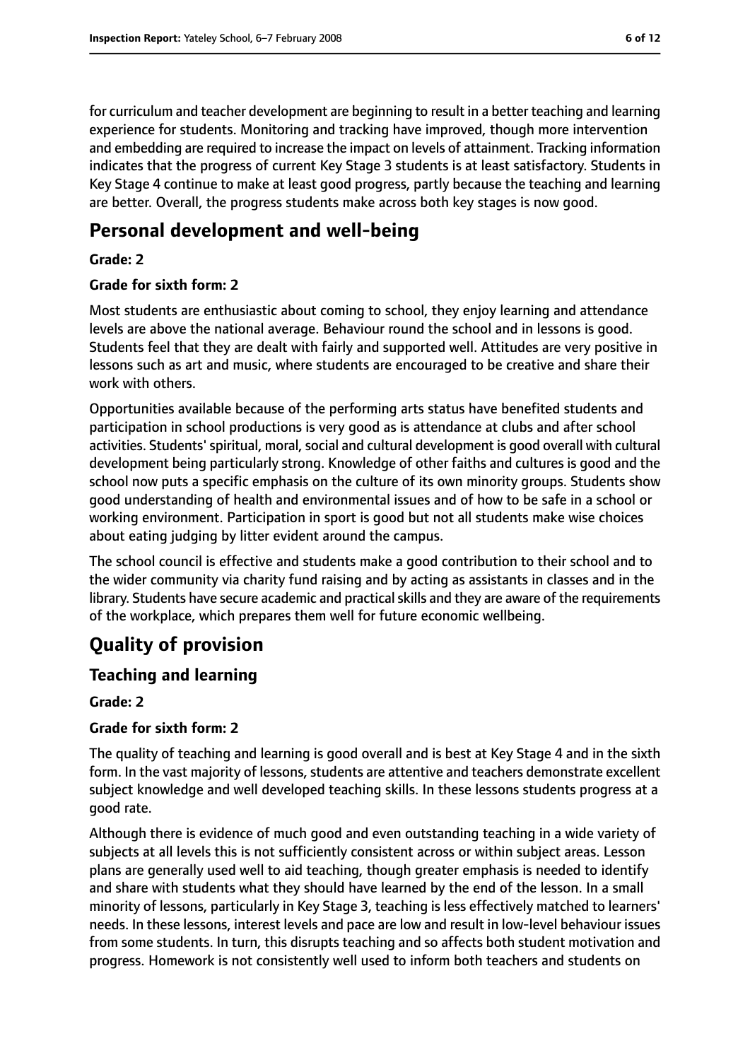for curriculum and teacher development are beginning to result in a better teaching and learning experience for students. Monitoring and tracking have improved, though more intervention and embedding are required to increase the impact on levels of attainment. Tracking information indicates that the progress of current Key Stage 3 students is at least satisfactory. Students in Key Stage 4 continue to make at least good progress, partly because the teaching and learning are better. Overall, the progress students make across both key stages is now good.

## Personal development and well-being

**Grade: 2**

**Grade for sixth form: 2**

Most students are enthusiastic about coming to school, they enjoy learning and attendance levels are above the national average. Behaviour round the school and in lessons is good. Students feel that they are dealt with fairly and supported well. Attitudes are very positive in lessons such as art and music, where students are encouraged to be creative and share their work with others.

Opportunities available because of the performing arts status have benefited students and participation in school productions is very good as is attendance at clubs and after school activities. Students' spiritual, moral, social and cultural development is good overall with cultural development being particularly strong. Knowledge of other faiths and cultures is good and the school now puts a specific emphasis on the culture of its own minority groups. Students show good understanding of health and environmental issues and of how to be safe in a school or working environment. Participation in sport is good but not all students make wise choices about eating judging by litter evident around the campus.

The school council is effective and students make a good contribution to their school and to the wider community via charity fund raising and by acting as assistants in classes and in the library. Students have secure academic and practical skills and they are aware of the requirements of the workplace, which prepares them well for future economic wellbeing.

# Quality of provision

## Teaching and learning

**Grade: 2**

**Grade for sixth form: 2**

The quality of teaching and learning is good overall and is best at Key Stage 4 and in the sixth form. In the vast majority of lessons, students are attentive and teachers demonstrate excellent subject knowledge and well developed teaching skills. In these lessons students progress at a good rate.

Although there is evidence of much good and even outstanding teaching in a wide variety of subjects at all levels this is not sufficiently consistent across or within subject areas. Lesson plans are generally used well to aid teaching, though greater emphasis is needed to identify and share with students what they should have learned by the end of the lesson. In a small minority of lessons, particularly in Key Stage 3, teaching is less effectively matched to learners' needs. In these lessons, interest levels and pace are low and result in low-level behaviour issues from some students. In turn, this disrupts teaching and so affects both student motivation and progress. Homework is not consistently well used to inform both teachers and students on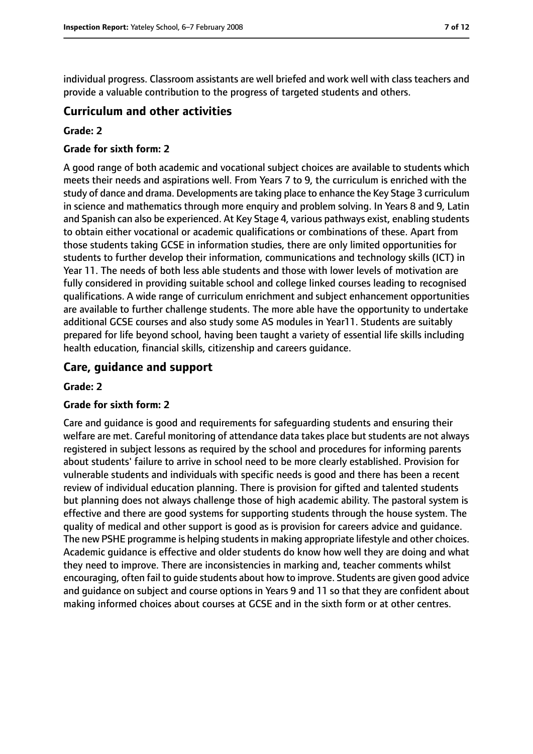individual progress. Classroom assistants are well briefed and work well with class teachers and provide a valuable contribution to the progress of targeted students and others.

## Curriculum and other activities

**Grade: 2**

**Grade for sixth form: 2**

A good range of both academic and vocational subject choices are available to students which meets their needs and aspirations well. From Years 7 to 9, the curriculum is enriched with the study of dance and drama. Developments are taking place to enhance the Key Stage 3 curriculum in science and mathematics through more enquiry and problem solving. In Years 8 and 9, Latin and Spanish can also be experienced. At Key Stage 4, various pathways exist, enabling students to obtain either vocational or academic qualifications or combinations of these. Apart from those students taking GCSE in information studies, there are only limited opportunities for students to further develop their information, communications and technology skills (ICT) in Year 11. The needs of both less able students and those with lower levels of motivation are fully considered in providing suitable school and college linked courses leading to recognised qualifications. A wide range of curriculum enrichment and subject enhancement opportunities are available to further challenge students. The more able have the opportunity to undertake additional GCSE courses and also study some AS modules in Year11. Students are suitably prepared for life beyond school, having been taught a variety of essential life skills including health education, financial skills, citizenship and careers guidance.

## Care, guidance and support

**Grade: 2**

**Grade for sixth form: 2**

Care and guidance is good and requirements for safeguarding students and ensuring their welfare are met. Careful monitoring of attendance data takes place but students are not always registered in subject lessons as required by the school and procedures for informing parents about students' failure to arrive in school need to be more clearly established. Provision for vulnerable students and individuals with specific needs is good and there has been a recent review of individual education planning. There is provision for gifted and talented students but planning does not always challenge those of high academic ability. The pastoral system is effective and there are good systems for supporting students through the house system. The quality of medical and other support is good as is provision for careers advice and guidance. The new PSHE programme is helping students in making appropriate lifestyle and other choices. Academic guidance is effective and older students do know how well they are doing and what they need to improve. There are inconsistencies in marking and, teacher comments whilst encouraging, often fail to guide students about how to improve. Students are given good advice and guidance on subject and course options in Years 9 and 11 so that they are confident about making informed choices about courses at GCSE and in the sixth form or at other centres.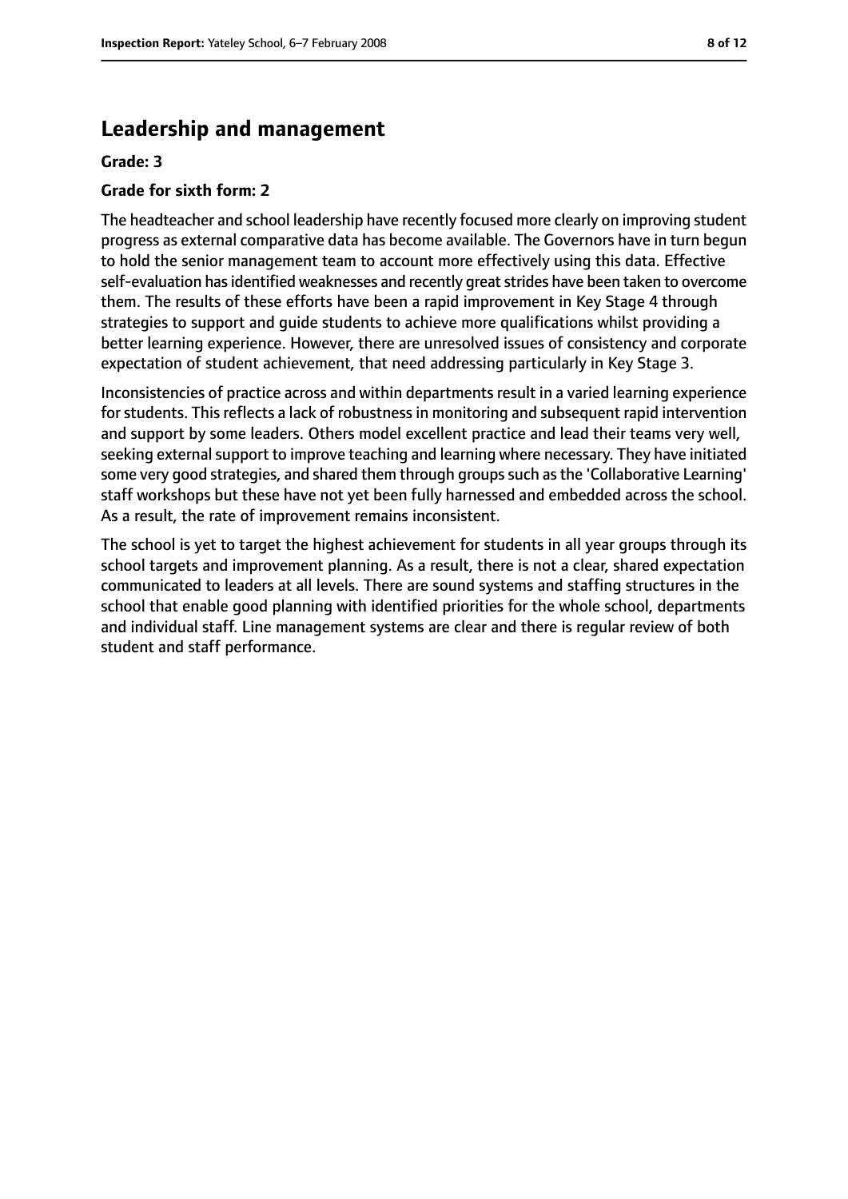## Leadership and management

**Grade: 3**

**Grade for sixth form: 2**

The headteacher and school leadership have recently focused more clearly on improving student progress as external comparative data has become available. The Governors have in turn begun to hold the senior management team to account more effectively using this data. Effective self-evaluation has identified weaknesses and recently great strides have been taken to overcome them. The results of these efforts have been a rapid improvement in Key Stage 4 through strategies to support and guide students to achieve more qualifications whilst providing a better learning experience. However, there are unresolved issues of consistency and corporate expectation of student achievement, that need addressing particularly in Key Stage 3.

Inconsistencies of practice across and within departments result in a varied learning experience for students. This reflects a lack of robustness in monitoring and subsequent rapid intervention and support by some leaders. Others model excellent practice and lead their teams very well, seeking external support to improve teaching and learning where necessary. They have initiated some very good strategies, and shared them through groups such as the 'Collaborative Learning' staff workshops but these have not yet been fully harnessed and embedded across the school. As a result, the rate of improvement remains inconsistent.

The school is yet to target the highest achievement for students in all year groups through its school targets and improvement planning. As a result, there is not a clear, shared expectation communicated to leaders at all levels. There are sound systems and staffing structures in the school that enable good planning with identified priorities for the whole school, departments and individual staff. Line management systems are clear and there is regular review of both student and staff performance.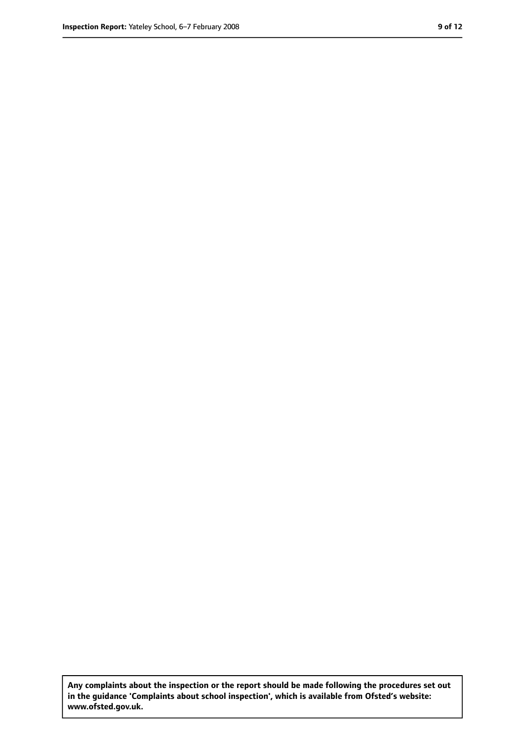**Any complaints about the inspection or the report should be made following the procedures set out in the guidance 'Complaints about school inspection', which is available from Ofsted's website: www.ofsted.gov.uk.**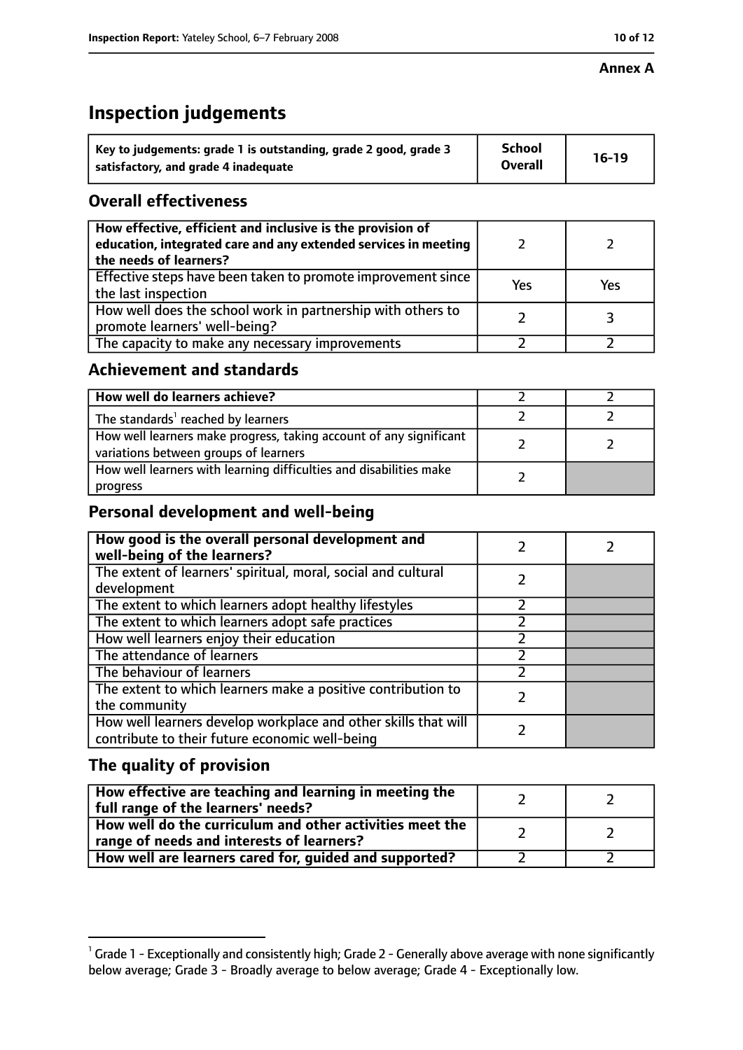**Annex A**

# Inspection judgements

| Key to judgements: grade 1 is outstanding, grade 2 good, grade 3 satisfactory, and grade 4 inadequate | School Overall | 16-19 |
|---|---|---|

## Overall effectiveness

| | | |
|---|---|---|
| How effective, efficient and inclusive is the provision of education, integrated care and any extended services in meeting the needs of learners? | 2 | 2 |
| Effective steps have been taken to promote improvement since the last inspection | Yes | Yes |
| How well does the school work in partnership with others to promote learners' well-being? | 2 | 3 |
| The capacity to make any necessary improvements | 2 | 2 |

## Achievement and standards

| | | |
|---|---|---|
| How well do learners achieve? | 2 | 2 |
| The standards[1] reached by learners | 2 | 2 |
| How well learners make progress, taking account of any significant variations between groups of learners | 2 | 2 |
| How well learners with learning difficulties and disabilities make progress | 2 | |

## Personal development and well-being

| | | |
|---|---|---|
| How good is the overall personal development and well-being of the learners? | 2 | 2 |
| The extent of learners' spiritual, moral, social and cultural development | 2 | |
| The extent to which learners adopt healthy lifestyles | 2 | |
| The extent to which learners adopt safe practices | 2 | |
| How well learners enjoy their education | 2 | |
| The attendance of learners | 2 | |
| The behaviour of learners | 2 | |
| The extent to which learners make a positive contribution to the community | 2 | |
| How well learners develop workplace and other skills that will contribute to their future economic well-being | 2 | |

## The quality of provision

| | | |
|---|---|---|
| How effective are teaching and learning in meeting the full range of the learners' needs? | 2 | 2 |
| How well do the curriculum and other activities meet the range of needs and interests of learners? | 2 | 2 |
| How well are learners cared for, guided and supported? | 2 | 2 |

[1] Grade 1 - Exceptionally and consistently high; Grade 2 - Generally above average with none significantly below average; Grade 3 - Broadly average to below average; Grade 4 - Exceptionally low.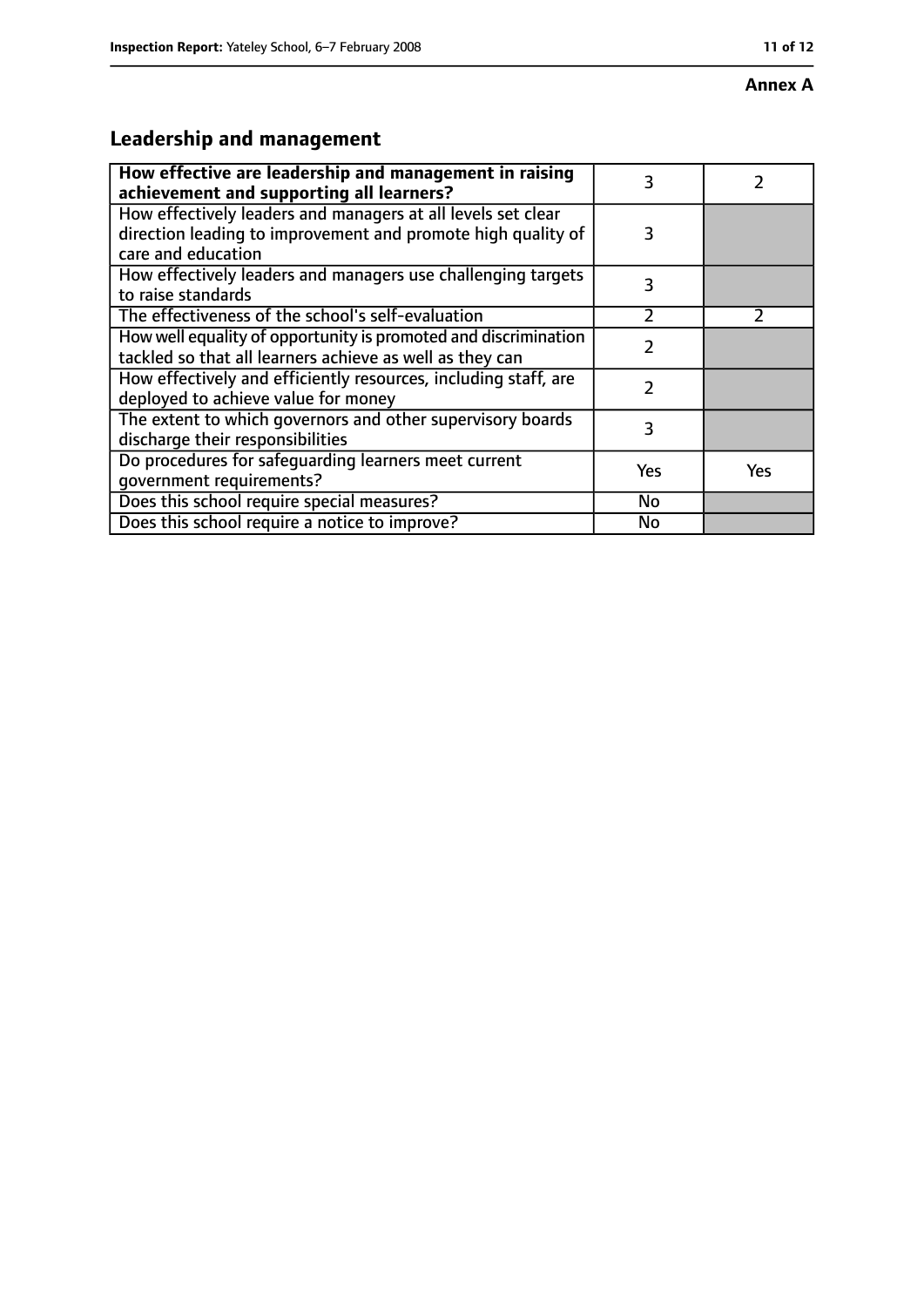**Annex A**

## Leadership and management

| How effective are leadership and management in raising achievement and supporting all learners? | 3 | 2 |
|---|---|---|
| How effectively leaders and managers at all levels set clear direction leading to improvement and promote high quality of care and education | 3 | |
| How effectively leaders and managers use challenging targets to raise standards | 3 | |
| The effectiveness of the school's self-evaluation | 2 | 2 |
| How well equality of opportunity is promoted and discrimination tackled so that all learners achieve as well as they can | 2 | |
| How effectively and efficiently resources, including staff, are deployed to achieve value for money | 2 | |
| The extent to which governors and other supervisory boards discharge their responsibilities | 3 | |
| Do procedures for safeguarding learners meet current government requirements? | Yes | Yes |
| Does this school require special measures? | No | |
| Does this school require a notice to improve? | No | |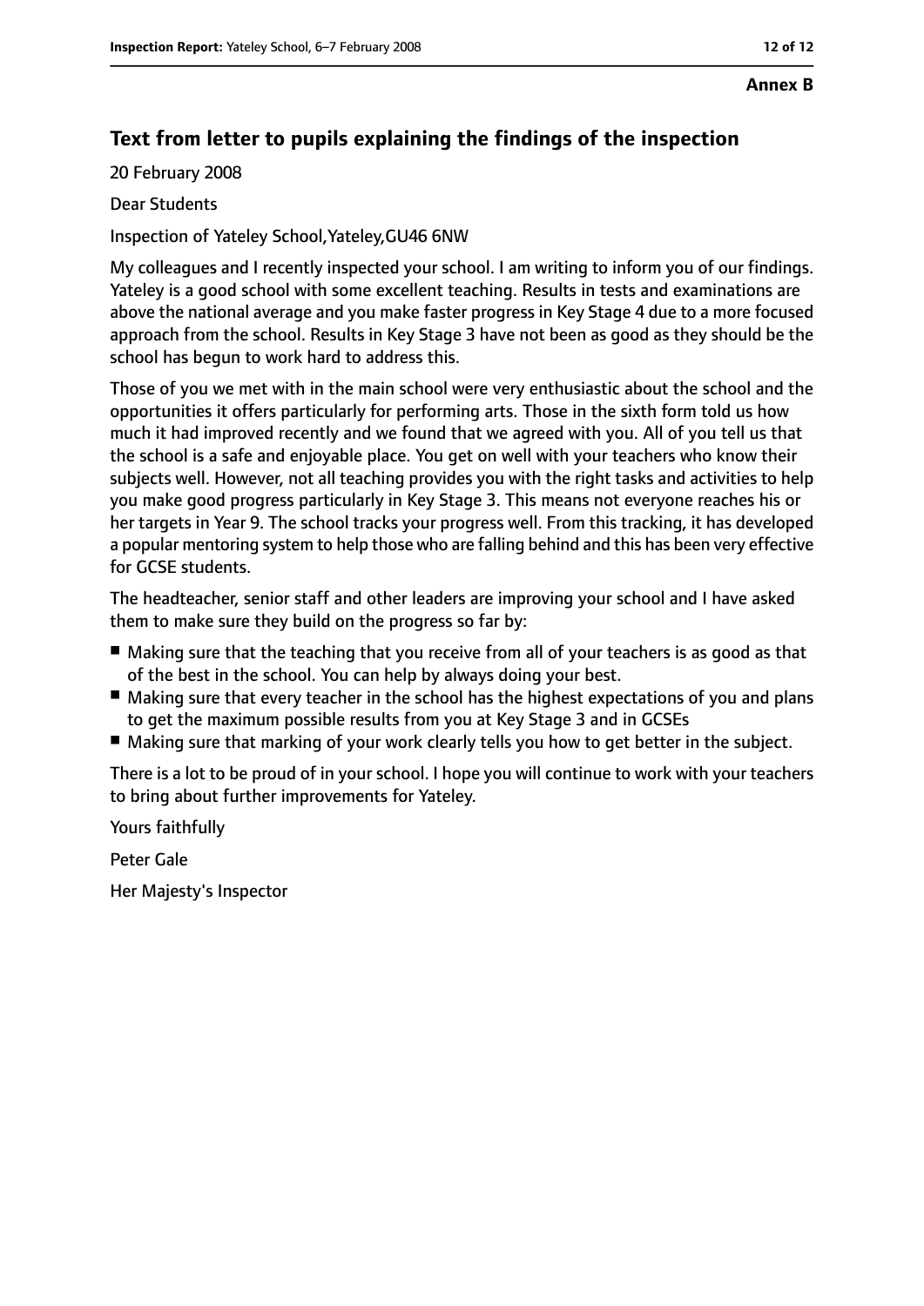**Annex B**

## Text from letter to pupils explaining the findings of the inspection

20 February 2008

Dear Students

Inspection of Yateley School,Yateley,GU46 6NW

My colleagues and I recently inspected your school. I am writing to inform you of our findings. Yateley is a good school with some excellent teaching. Results in tests and examinations are above the national average and you make faster progress in Key Stage 4 due to a more focused approach from the school. Results in Key Stage 3 have not been as good as they should be the school has begun to work hard to address this.

Those of you we met with in the main school were very enthusiastic about the school and the opportunities it offers particularly for performing arts. Those in the sixth form told us how much it had improved recently and we found that we agreed with you. All of you tell us that the school is a safe and enjoyable place. You get on well with your teachers who know their subjects well. However, not all teaching provides you with the right tasks and activities to help you make good progress particularly in Key Stage 3. This means not everyone reaches his or her targets in Year 9. The school tracks your progress well. From this tracking, it has developed a popular mentoring system to help those who are falling behind and this has been very effective for GCSE students.

The headteacher, senior staff and other leaders are improving your school and I have asked them to make sure they build on the progress so far by:

- Making sure that the teaching that you receive from all of your teachers is as good as that of the best in the school. You can help by always doing your best.
- Making sure that every teacher in the school has the highest expectations of you and plans to get the maximum possible results from you at Key Stage 3 and in GCSEs
- Making sure that marking of your work clearly tells you how to get better in the subject.

There is a lot to be proud of in your school. I hope you will continue to work with your teachers to bring about further improvements for Yateley.

Yours faithfully

Peter Gale

Her Majesty's Inspector